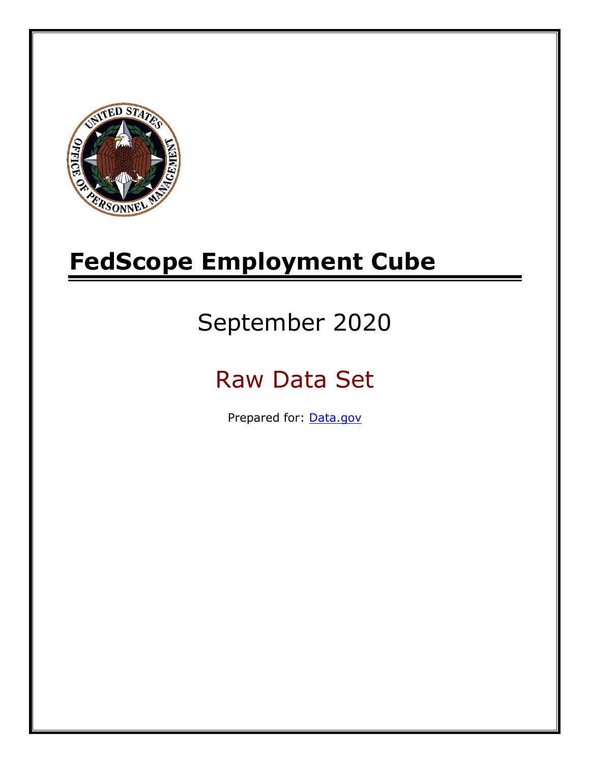# FedScope Employment Cube

September 2020

Raw Data Set

Prepared for: [Data.gov](Data.gov)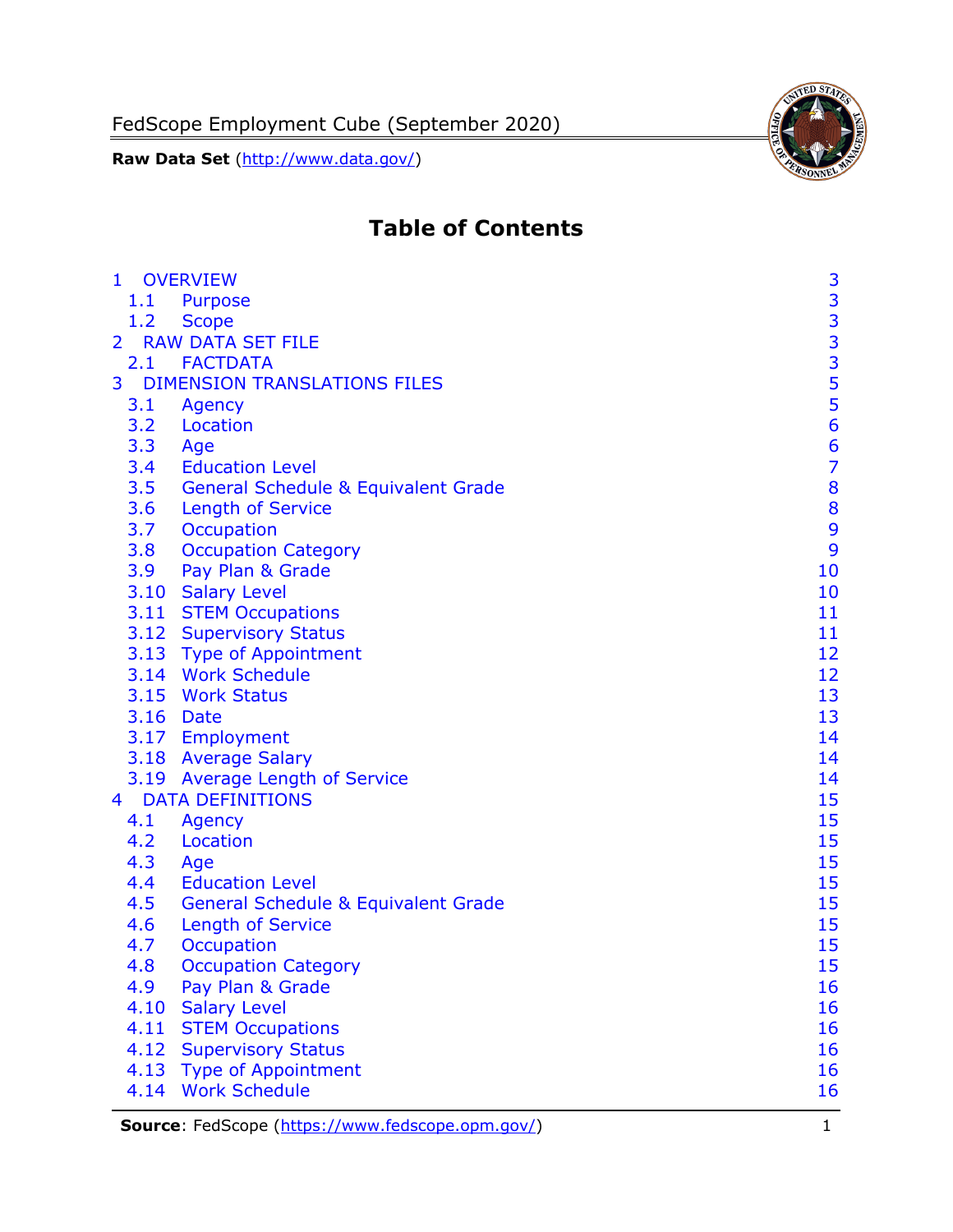# Table of Contents

| | | |
|---|---|---|
| 1 | OVERVIEW | 3 |
| 1.1 | Purpose | 3 |
| 1.2 | Scope | 3 |
| 2 | RAW DATA SET FILE | 3 |
| 2.1 | FACTDATA | 3 |
| 3 | DIMENSION TRANSLATIONS FILES | 5 |
| 3.1 | Agency | 5 |
| 3.2 | Location | 6 |
| 3.3 | Age | 6 |
| 3.4 | Education Level | 7 |
| 3.5 | General Schedule & Equivalent Grade | 8 |
| 3.6 | Length of Service | 8 |
| 3.7 | Occupation | 9 |
| 3.8 | Occupation Category | 9 |
| 3.9 | Pay Plan & Grade | 10 |
| 3.10 | Salary Level | 10 |
| 3.11 | STEM Occupations | 11 |
| 3.12 | Supervisory Status | 11 |
| 3.13 | Type of Appointment | 12 |
| 3.14 | Work Schedule | 12 |
| 3.15 | Work Status | 13 |
| 3.16 | Date | 13 |
| 3.17 | Employment | 14 |
| 3.18 | Average Salary | 14 |
| 3.19 | Average Length of Service | 14 |
| 4 | DATA DEFINITIONS | 15 |
| 4.1 | Agency | 15 |
| 4.2 | Location | 15 |
| 4.3 | Age | 15 |
| 4.4 | Education Level | 15 |
| 4.5 | General Schedule & Equivalent Grade | 15 |
| 4.6 | Length of Service | 15 |
| 4.7 | Occupation | 15 |
| 4.8 | Occupation Category | 15 |
| 4.9 | Pay Plan & Grade | 16 |
| 4.10 | Salary Level | 16 |
| 4.11 | STEM Occupations | 16 |
| 4.12 | Supervisory Status | 16 |
| 4.13 | Type of Appointment | 16 |
| 4.14 | Work Schedule | 16 |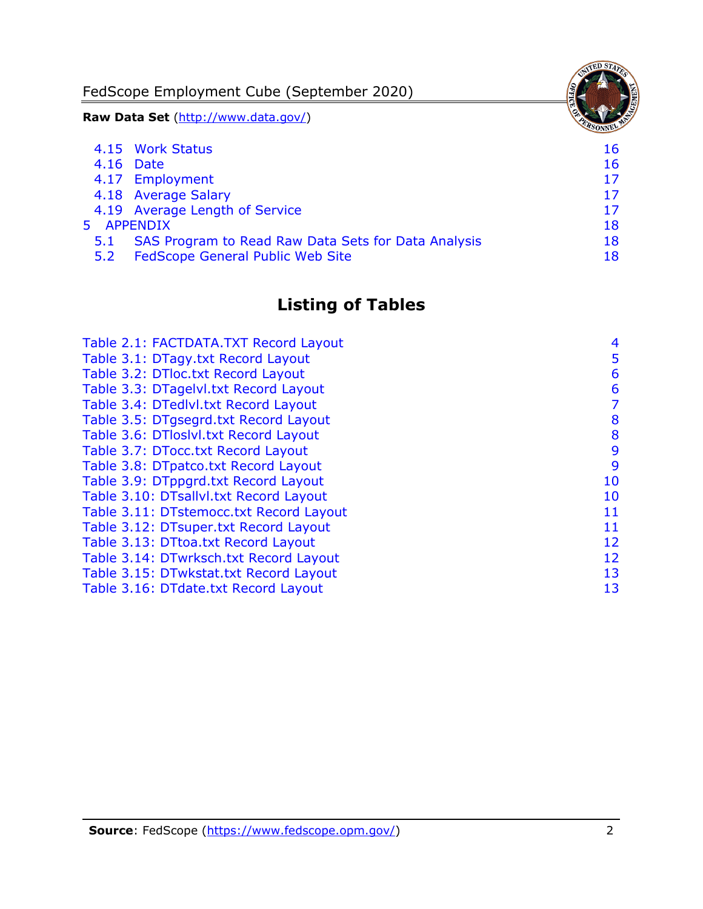| | |
|---|---|
| 4.15 Work Status | 16 |
| 4.16 Date | 16 |
| 4.17 Employment | 17 |
| 4.18 Average Salary | 17 |
| 4.19 Average Length of Service | 17 |
| 5 APPENDIX | 18 |
| 5.1 SAS Program to Read Raw Data Sets for Data Analysis | 18 |
| 5.2 FedScope General Public Web Site | 18 |

## Listing of Tables

| | |
|---|---|
| Table 2.1: FACTDATA.TXT Record Layout | 4 |
| Table 3.1: DTagy.txt Record Layout | 5 |
| Table 3.2: DTloc.txt Record Layout | 6 |
| Table 3.3: DTagelvl.txt Record Layout | 6 |
| Table 3.4: DTedlvl.txt Record Layout | 7 |
| Table 3.5: DTgsegrd.txt Record Layout | 8 |
| Table 3.6: DTloslvl.txt Record Layout | 8 |
| Table 3.7: DTocc.txt Record Layout | 9 |
| Table 3.8: DTpatco.txt Record Layout | 9 |
| Table 3.9: DTppgrd.txt Record Layout | 10 |
| Table 3.10: DTsallvl.txt Record Layout | 10 |
| Table 3.11: DTstemocc.txt Record Layout | 11 |
| Table 3.12: DTsuper.txt Record Layout | 11 |
| Table 3.13: DTtoa.txt Record Layout | 12 |
| Table 3.14: DTwrksch.txt Record Layout | 12 |
| Table 3.15: DTwkstat.txt Record Layout | 13 |
| Table 3.16: DTdate.txt Record Layout | 13 |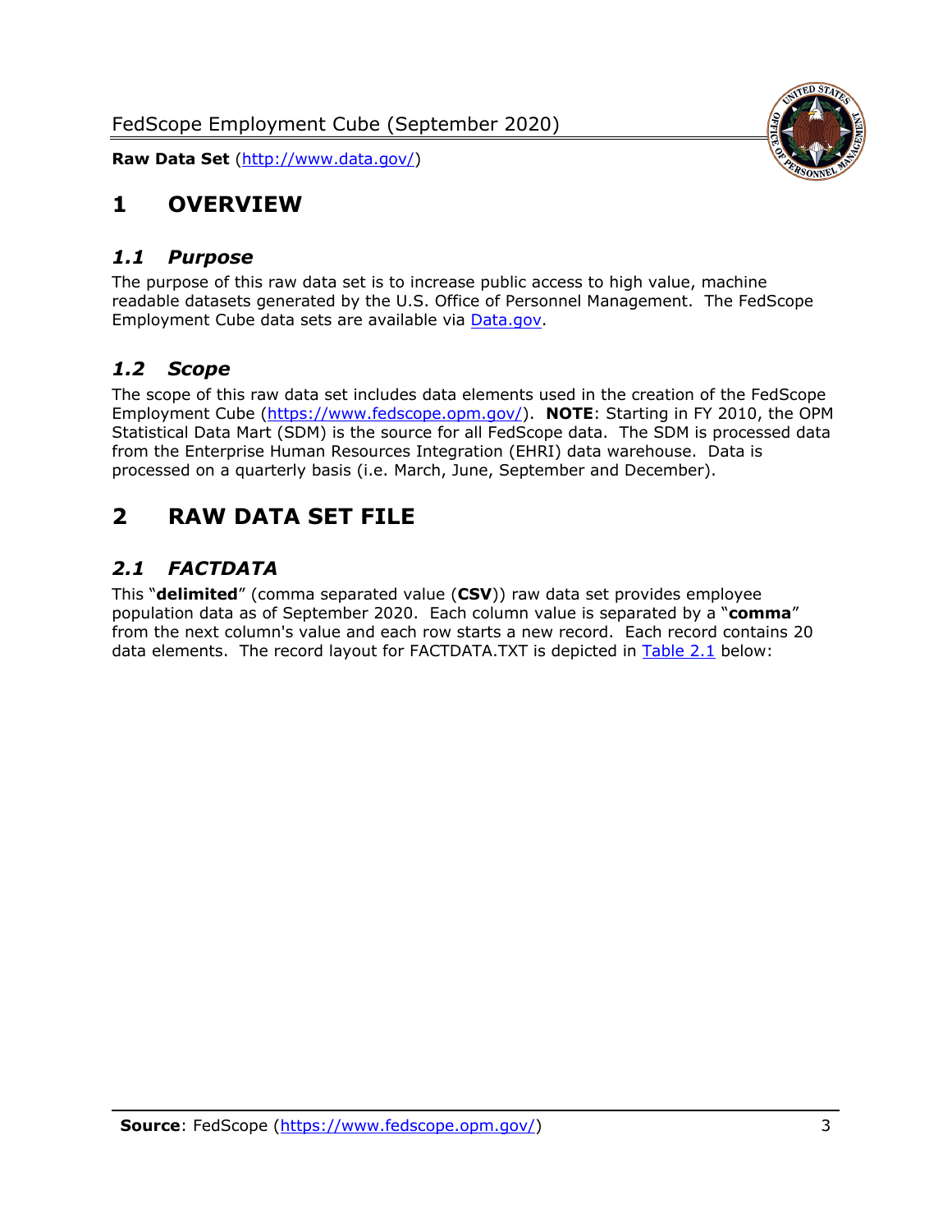# 1 OVERVIEW

## *1.1 Purpose*

The purpose of this raw data set is to increase public access to high value, machine readable datasets generated by the U.S. Office of Personnel Management. The FedScope Employment Cube data sets are available via [Data.gov](http://www.data.gov/).

## *1.2 Scope*

The scope of this raw data set includes data elements used in the creation of the FedScope Employment Cube ([https://www.fedscope.opm.gov/](https://www.fedscope.opm.gov/)). **NOTE**: Starting in FY 2010, the OPM Statistical Data Mart (SDM) is the source for all FedScope data. The SDM is processed data from the Enterprise Human Resources Integration (EHRI) data warehouse. Data is processed on a quarterly basis (i.e. March, June, September and December).

# 2 RAW DATA SET FILE

## *2.1 FACTDATA*

This "**delimited**" (comma separated value (**CSV**)) raw data set provides employee population data as of September 2020. Each column value is separated by a "**comma**" from the next column's value and each row starts a new record. Each record contains 20 data elements. The record layout for FACTDATA.TXT is depicted in Table 2.1 below: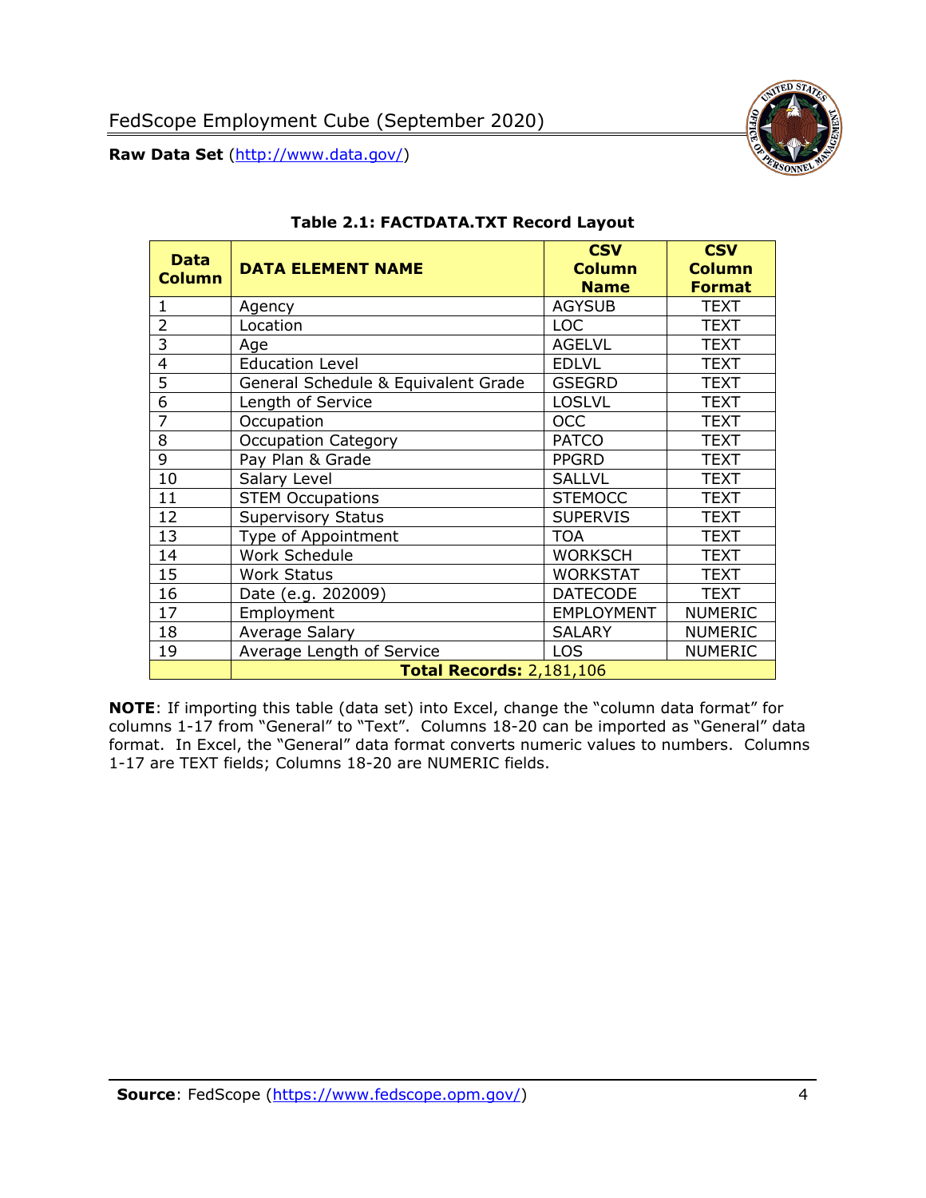**Table 2.1: FACTDATA.TXT Record Layout**

| Data Column | DATA ELEMENT NAME | CSV Column Name | CSV Column Format |
|---|---|---|---|
| 1 | Agency | AGYSUB | TEXT |
| 2 | Location | LOC | TEXT |
| 3 | Age | AGELVL | TEXT |
| 4 | Education Level | EDLVL | TEXT |
| 5 | General Schedule & Equivalent Grade | GSEGRD | TEXT |
| 6 | Length of Service | LOSLVL | TEXT |
| 7 | Occupation | OCC | TEXT |
| 8 | Occupation Category | PATCO | TEXT |
| 9 | Pay Plan & Grade | PPGRD | TEXT |
| 10 | Salary Level | SALLVL | TEXT |
| 11 | STEM Occupations | STEMOCC | TEXT |
| 12 | Supervisory Status | SUPERVIS | TEXT |
| 13 | Type of Appointment | TOA | TEXT |
| 14 | Work Schedule | WORKSCH | TEXT |
| 15 | Work Status | WORKSTAT | TEXT |
| 16 | Date (e.g. 202009) | DATECODE | TEXT |
| 17 | Employment | EMPLOYMENT | NUMERIC |
| 18 | Average Salary | SALARY | NUMERIC |
| 19 | Average Length of Service | LOS | NUMERIC |
| | **Total Records:** 2,181,106 | | |

**NOTE**: If importing this table (data set) into Excel, change the "column data format" for columns 1-17 from "General" to "Text". Columns 18-20 can be imported as "General" data format. In Excel, the "General" data format converts numeric values to numbers. Columns 1-17 are TEXT fields; Columns 18-20 are NUMERIC fields.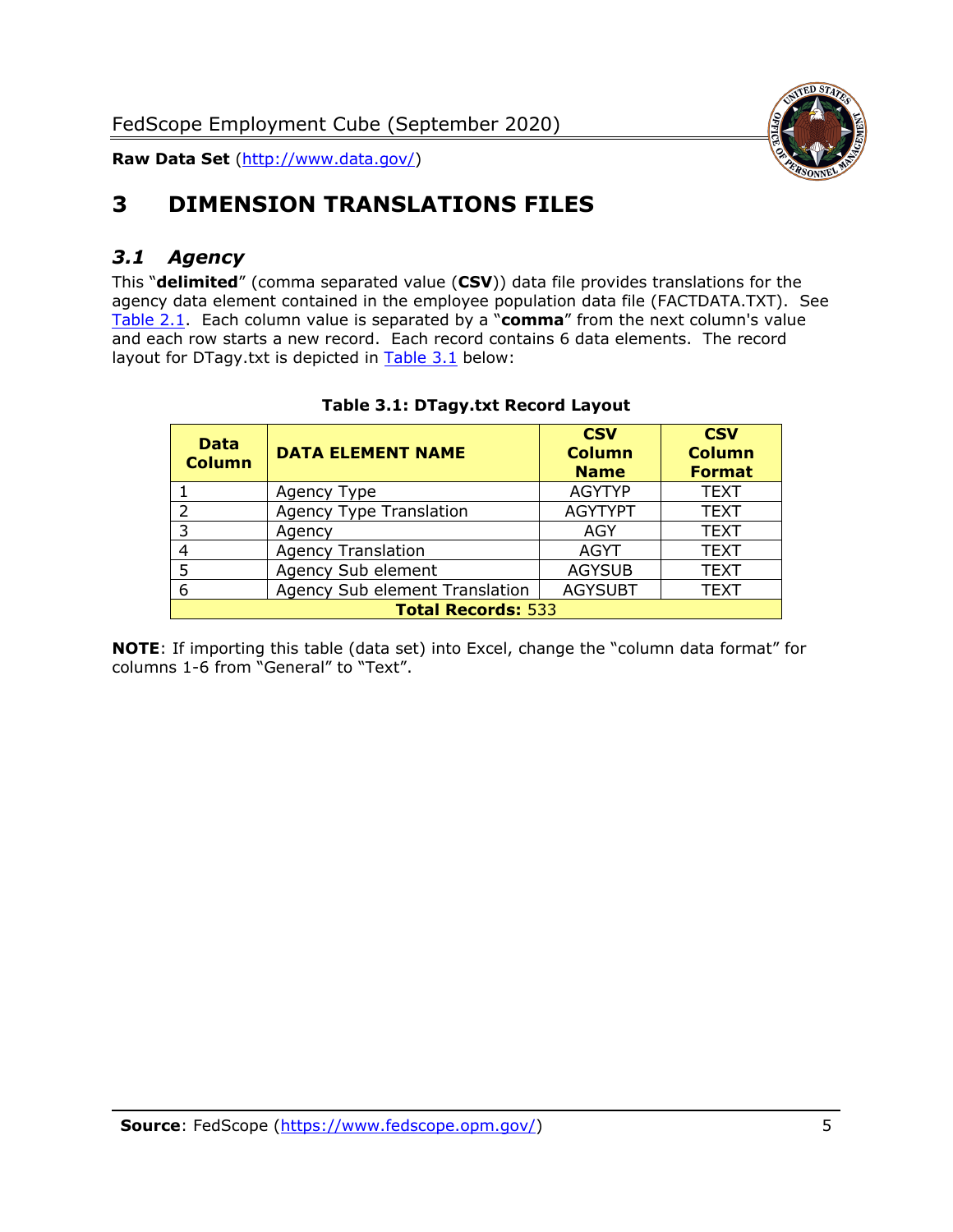# 3 DIMENSION TRANSLATIONS FILES

## *3.1 Agency*

This "**delimited**" (comma separated value (**CSV**)) data file provides translations for the agency data element contained in the employee population data file (FACTDATA.TXT). See Table 2.1. Each column value is separated by a "**comma**" from the next column's value and each row starts a new record. Each record contains 6 data elements. The record layout for DTagy.txt is depicted in Table 3.1 below:

**Table 3.1: DTagy.txt Record Layout**

| Data Column | DATA ELEMENT NAME | CSV Column Name | CSV Column Format |
|---|---|---|---|
| 1 | Agency Type | AGYTYP | TEXT |
| 2 | Agency Type Translation | AGYTYPT | TEXT |
| 3 | Agency | AGY | TEXT |
| 4 | Agency Translation | AGYT | TEXT |
| 5 | Agency Sub element | AGYSUB | TEXT |
| 6 | Agency Sub element Translation | AGYSUBT | TEXT |
| **Total Records:** 533 | | | |

**NOTE**: If importing this table (data set) into Excel, change the "column data format" for columns 1-6 from "General" to "Text".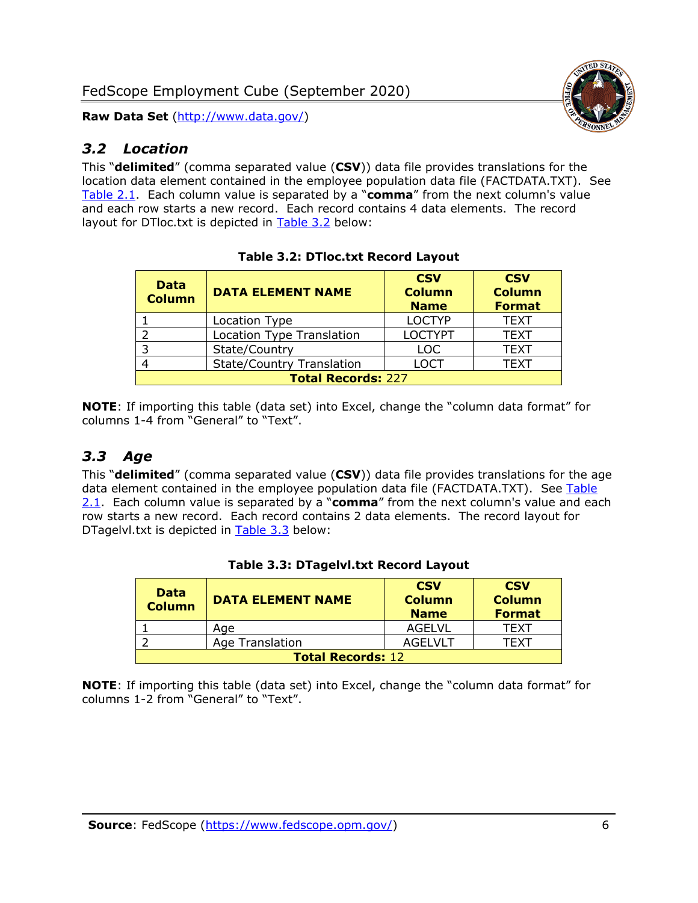## *3.2 Location*

This "**delimited**" (comma separated value (**CSV**)) data file provides translations for the location data element contained in the employee population data file (FACTDATA.TXT). See Table 2.1. Each column value is separated by a "**comma**" from the next column's value and each row starts a new record. Each record contains 4 data elements. The record layout for DTloc.txt is depicted in Table 3.2 below:

**Table 3.2: DTloc.txt Record Layout**

| Data Column | DATA ELEMENT NAME | CSV Column Name | CSV Column Format |
|---|---|---|---|
| 1 | Location Type | LOCTYP | TEXT |
| 2 | Location Type Translation | LOCTYPT | TEXT |
| 3 | State/Country | LOC | TEXT |
| 4 | State/Country Translation | LOCT | TEXT |
| **Total Records:** 227 | | | |

**NOTE**: If importing this table (data set) into Excel, change the "column data format" for columns 1-4 from "General" to "Text".

## *3.3 Age*

This "**delimited**" (comma separated value (**CSV**)) data file provides translations for the age data element contained in the employee population data file (FACTDATA.TXT). See Table 2.1. Each column value is separated by a "**comma**" from the next column's value and each row starts a new record. Each record contains 2 data elements. The record layout for DTagelvl.txt is depicted in Table 3.3 below:

**Table 3.3: DTagelvl.txt Record Layout**

| Data Column | DATA ELEMENT NAME | CSV Column Name | CSV Column Format |
|---|---|---|---|
| 1 | Age | AGELVL | TEXT |
| 2 | Age Translation | AGELVLT | TEXT |
| **Total Records:** 12 | | | |

**NOTE**: If importing this table (data set) into Excel, change the "column data format" for columns 1-2 from "General" to "Text".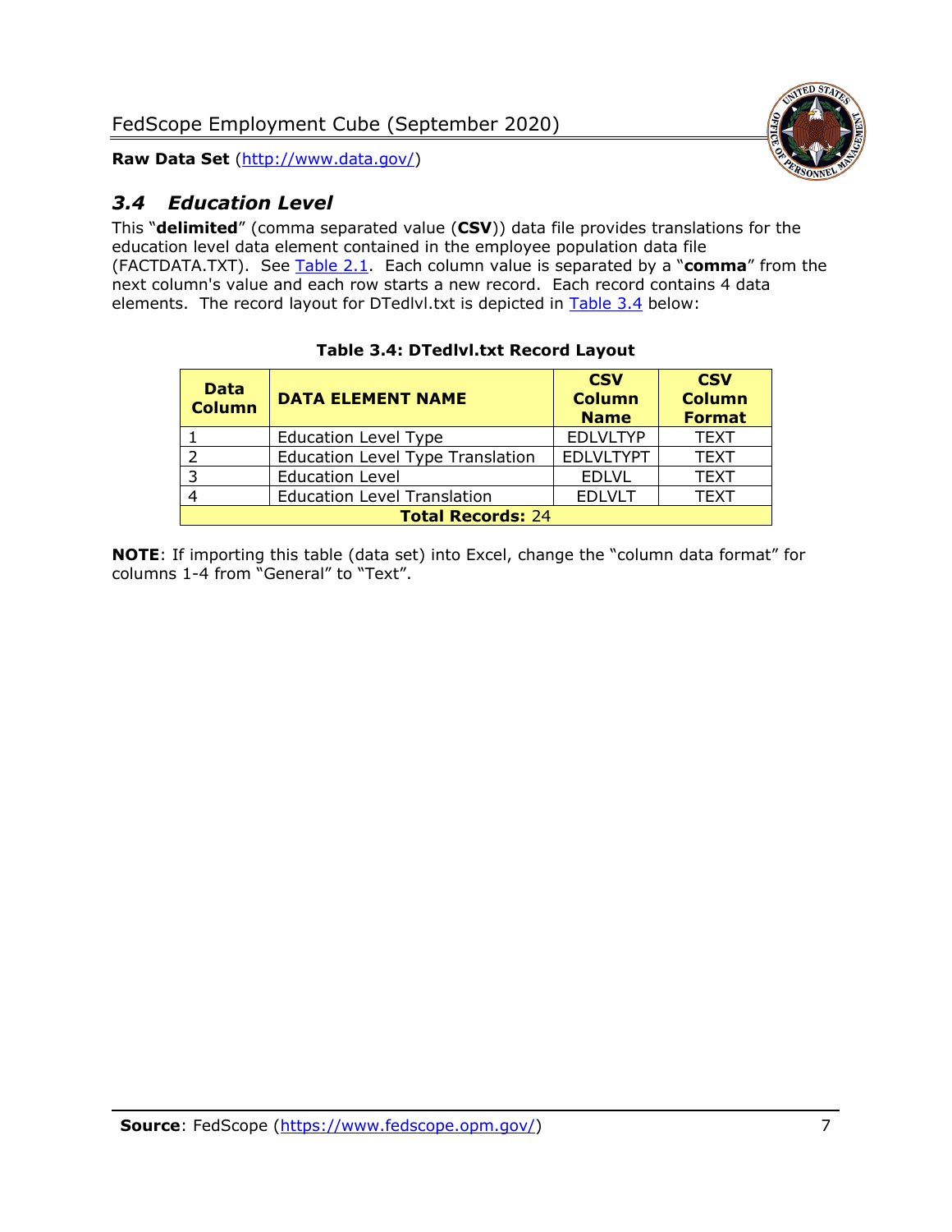### *3.4 Education Level*

This "**delimited**" (comma separated value (**CSV**)) data file provides translations for the education level data element contained in the employee population data file (FACTDATA.TXT). See Table 2.1. Each column value is separated by a "**comma**" from the next column's value and each row starts a new record. Each record contains 4 data elements. The record layout for DTedlvl.txt is depicted in Table 3.4 below:

**Table 3.4: DTedlvl.txt Record Layout**

| Data Column | DATA ELEMENT NAME | CSV Column Name | CSV Column Format |
|---|---|---|---|
| 1 | Education Level Type | EDLVLTYP | TEXT |
| 2 | Education Level Type Translation | EDLVLTYPT | TEXT |
| 3 | Education Level | EDLVL | TEXT |
| 4 | Education Level Translation | EDLVLT | TEXT |
| **Total Records:** 24 | | | |

**NOTE**: If importing this table (data set) into Excel, change the "column data format" for columns 1-4 from "General" to "Text".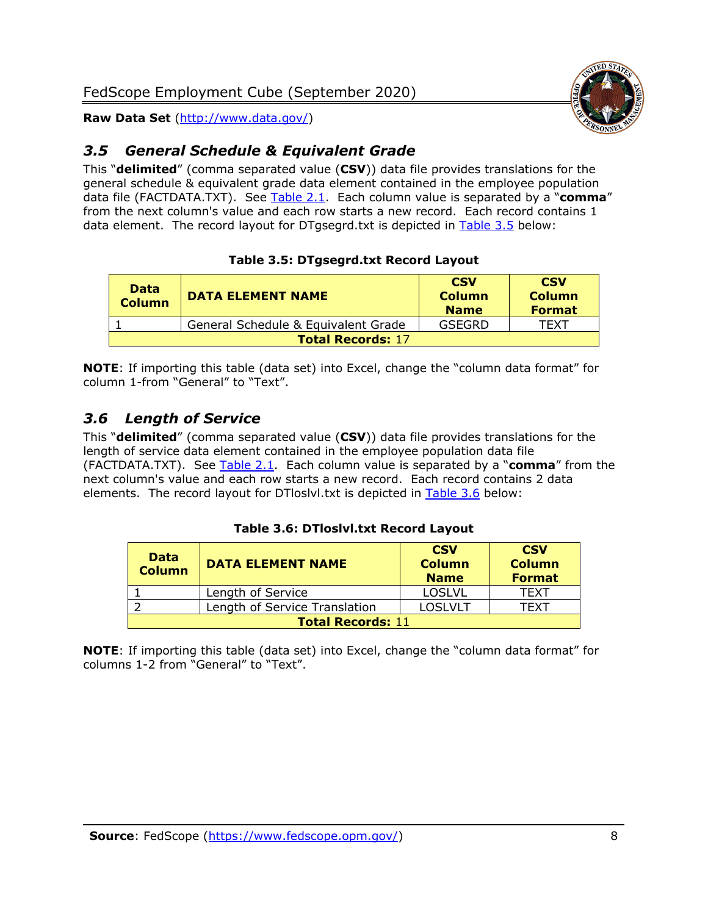## *3.5 General Schedule & Equivalent Grade*

This "**delimited**" (comma separated value (**CSV**)) data file provides translations for the general schedule & equivalent grade data element contained in the employee population data file (FACTDATA.TXT). See Table 2.1. Each column value is separated by a "**comma**" from the next column's value and each row starts a new record. Each record contains 1 data element. The record layout for DTgsegrd.txt is depicted in Table 3.5 below:

**Table 3.5: DTgsegrd.txt Record Layout**

| Data Column | DATA ELEMENT NAME | CSV Column Name | CSV Column Format |
|---|---|---|---|
| 1 | General Schedule & Equivalent Grade | GSEGRD | TEXT |
| **Total Records:** 17 | | | |

**NOTE**: If importing this table (data set) into Excel, change the "column data format" for column 1-from "General" to "Text".

## *3.6 Length of Service*

This "**delimited**" (comma separated value (**CSV**)) data file provides translations for the length of service data element contained in the employee population data file (FACTDATA.TXT). See Table 2.1. Each column value is separated by a "**comma**" from the next column's value and each row starts a new record. Each record contains 2 data elements. The record layout for DTloslvl.txt is depicted in Table 3.6 below:

**Table 3.6: DTloslvl.txt Record Layout**

| Data Column | DATA ELEMENT NAME | CSV Column Name | CSV Column Format |
|---|---|---|---|
| 1 | Length of Service | LOSLVL | TEXT |
| 2 | Length of Service Translation | LOSLVLT | TEXT |
| **Total Records:** 11 | | | |

**NOTE**: If importing this table (data set) into Excel, change the "column data format" for columns 1-2 from "General" to "Text".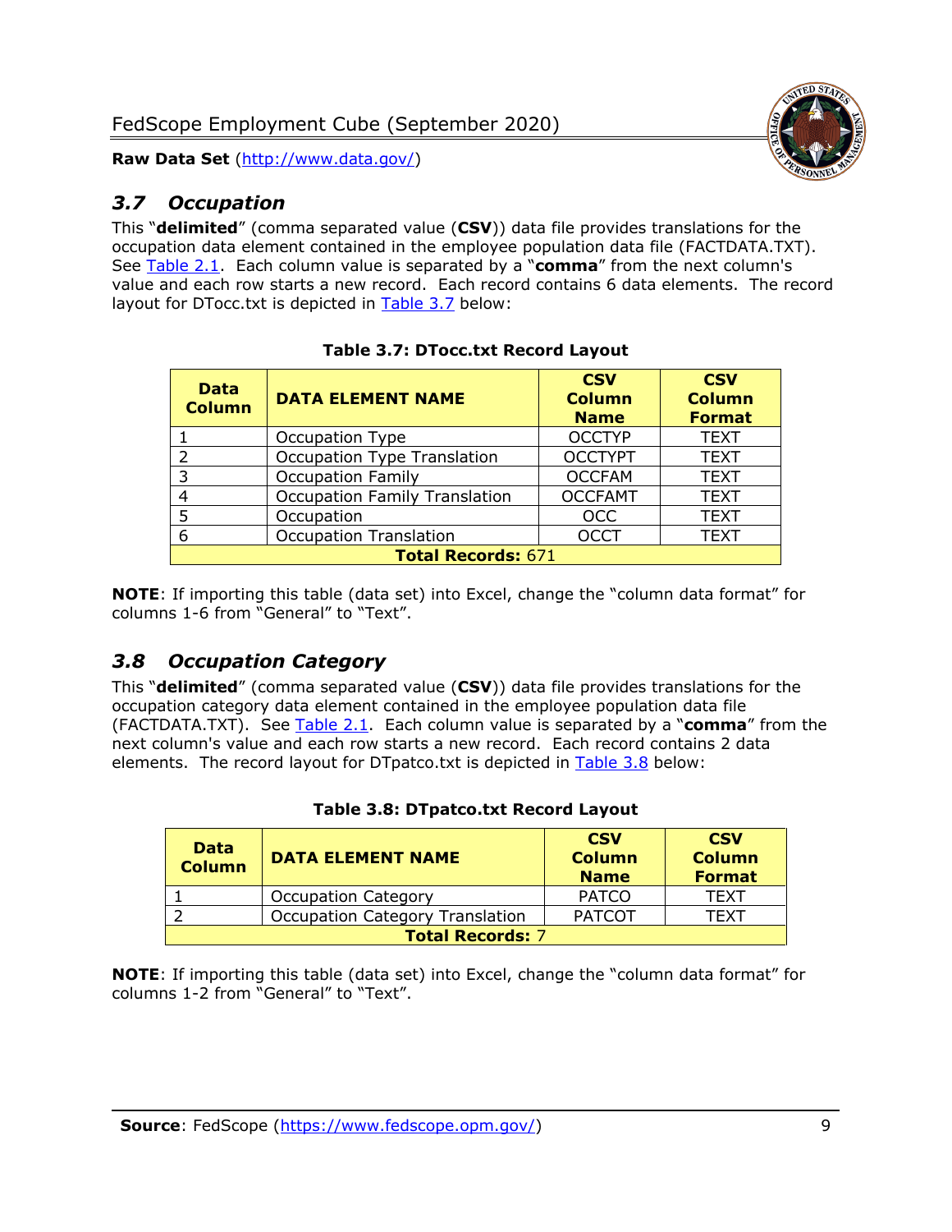## 3.7 Occupation

This "**delimited**" (comma separated value (**CSV**)) data file provides translations for the occupation data element contained in the employee population data file (FACTDATA.TXT). See Table 2.1. Each column value is separated by a "**comma**" from the next column's value and each row starts a new record. Each record contains 6 data elements. The record layout for DTocc.txt is depicted in Table 3.7 below:

**Table 3.7: DTocc.txt Record Layout**

| Data Column | DATA ELEMENT NAME | CSV Column Name | CSV Column Format |
|---|---|---|---|
| 1 | Occupation Type | OCCTYP | TEXT |
| 2 | Occupation Type Translation | OCCTYPT | TEXT |
| 3 | Occupation Family | OCCFAM | TEXT |
| 4 | Occupation Family Translation | OCCFAMT | TEXT |
| 5 | Occupation | OCC | TEXT |
| 6 | Occupation Translation | OCCT | TEXT |
| **Total Records:** 671 | | | |

**NOTE**: If importing this table (data set) into Excel, change the "column data format" for columns 1-6 from "General" to "Text".

## 3.8 Occupation Category

This "**delimited**" (comma separated value (**CSV**)) data file provides translations for the occupation category data element contained in the employee population data file (FACTDATA.TXT). See Table 2.1. Each column value is separated by a "**comma**" from the next column's value and each row starts a new record. Each record contains 2 data elements. The record layout for DTpatco.txt is depicted in Table 3.8 below:

**Table 3.8: DTpatco.txt Record Layout**

| Data Column | DATA ELEMENT NAME | CSV Column Name | CSV Column Format |
|---|---|---|---|
| 1 | Occupation Category | PATCO | TEXT |
| 2 | Occupation Category Translation | PATCOT | TEXT |
| **Total Records:** 7 | | | |

**NOTE**: If importing this table (data set) into Excel, change the "column data format" for columns 1-2 from "General" to "Text".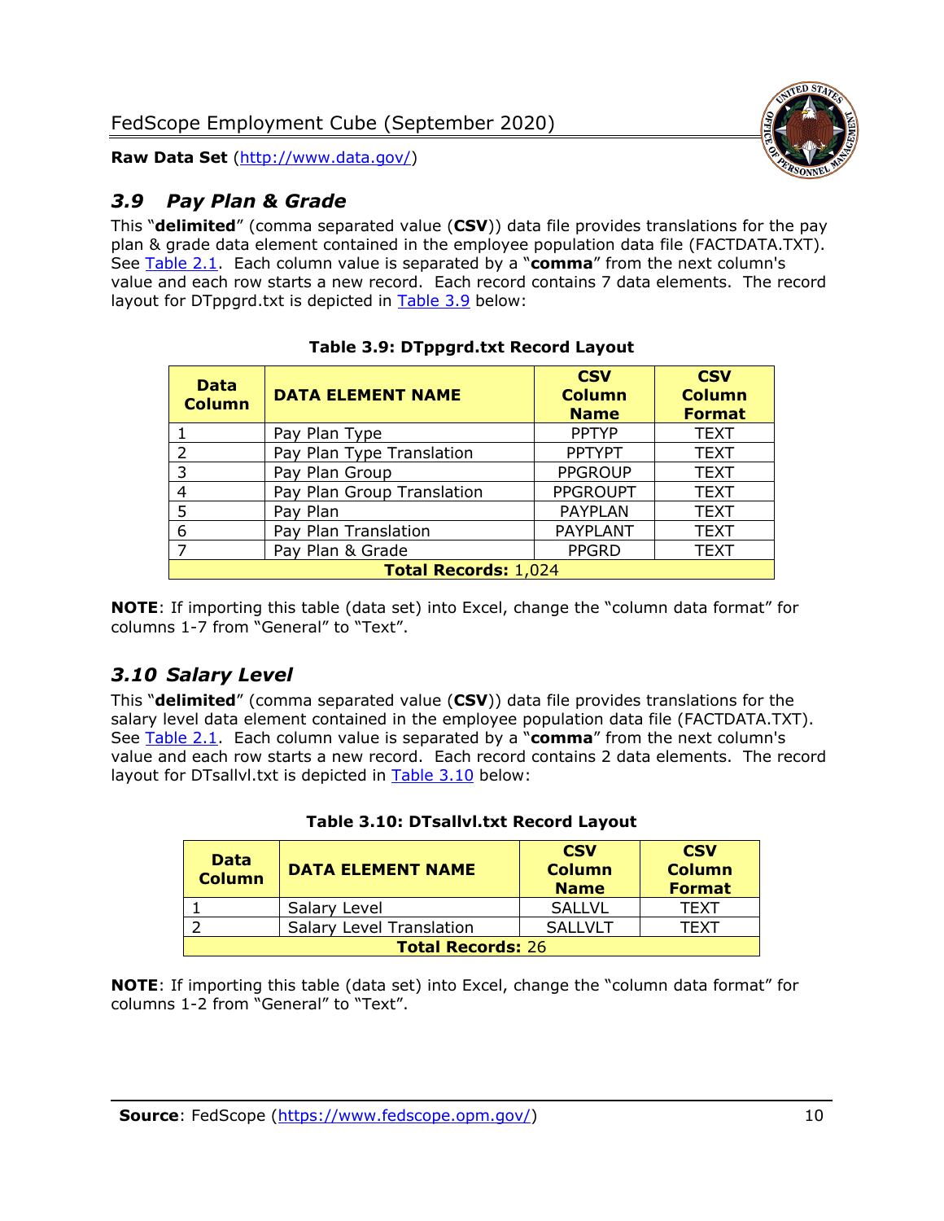## 3.9 Pay Plan & Grade

This "**delimited**" (comma separated value (**CSV**)) data file provides translations for the pay plan & grade data element contained in the employee population data file (FACTDATA.TXT). See Table 2.1. Each column value is separated by a "**comma**" from the next column's value and each row starts a new record. Each record contains 7 data elements. The record layout for DTppgrd.txt is depicted in Table 3.9 below:

**Table 3.9: DTppgrd.txt Record Layout**

| Data Column | DATA ELEMENT NAME | CSV Column Name | CSV Column Format |
|---|---|---|---|
| 1 | Pay Plan Type | PPTYP | TEXT |
| 2 | Pay Plan Type Translation | PPTYPT | TEXT |
| 3 | Pay Plan Group | PPGROUP | TEXT |
| 4 | Pay Plan Group Translation | PPGROUPT | TEXT |
| 5 | Pay Plan | PAYPLAN | TEXT |
| 6 | Pay Plan Translation | PAYPLANT | TEXT |
| 7 | Pay Plan & Grade | PPGRD | TEXT |
| **Total Records:** 1,024 | | | |

**NOTE**: If importing this table (data set) into Excel, change the "column data format" for columns 1-7 from "General" to "Text".

## 3.10 Salary Level

This "**delimited**" (comma separated value (**CSV**)) data file provides translations for the salary level data element contained in the employee population data file (FACTDATA.TXT). See Table 2.1. Each column value is separated by a "**comma**" from the next column's value and each row starts a new record. Each record contains 2 data elements. The record layout for DTsallvl.txt is depicted in Table 3.10 below:

**Table 3.10: DTsallvl.txt Record Layout**

| Data Column | DATA ELEMENT NAME | CSV Column Name | CSV Column Format |
|---|---|---|---|
| 1 | Salary Level | SALLVL | TEXT |
| 2 | Salary Level Translation | SALLVLT | TEXT |
| **Total Records:** 26 | | | |

**NOTE**: If importing this table (data set) into Excel, change the "column data format" for columns 1-2 from "General" to "Text".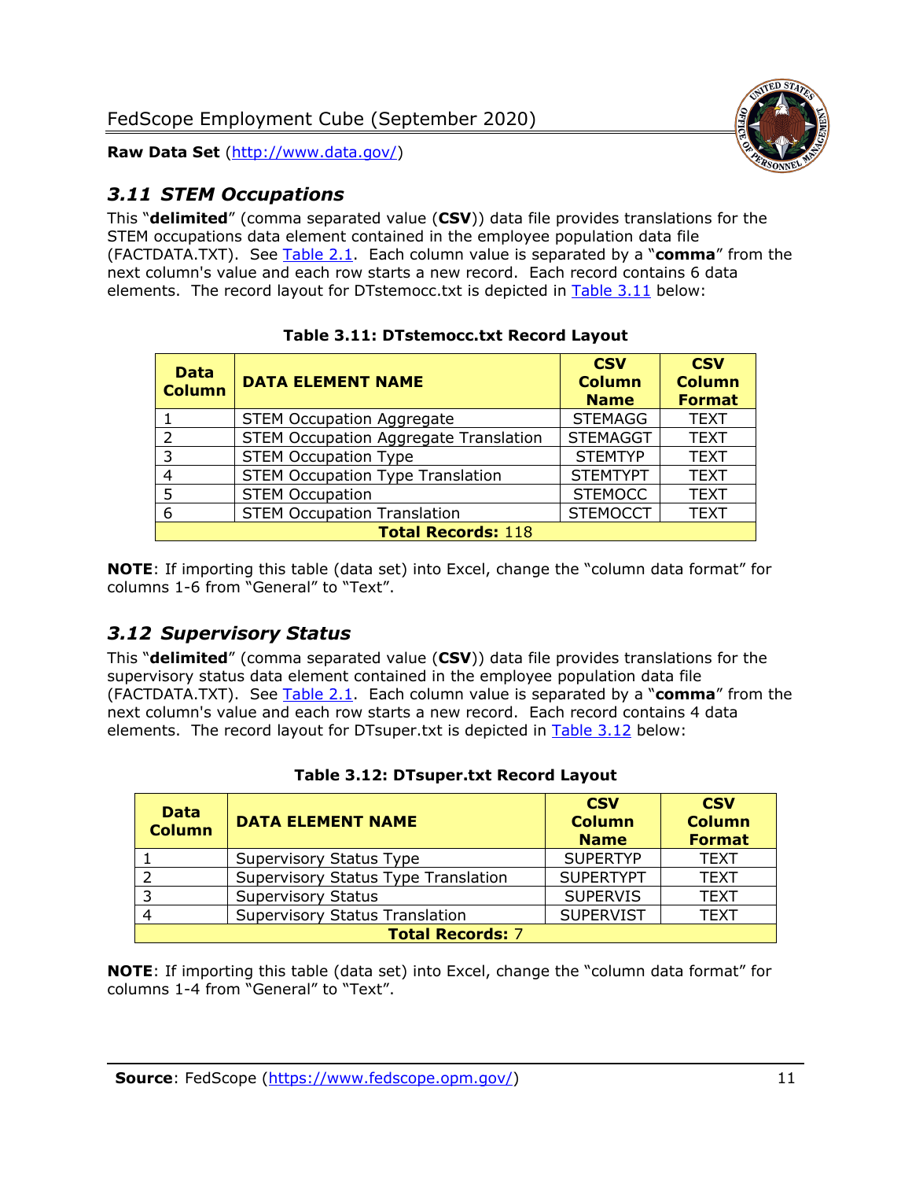## 3.11 STEM Occupations

This "**delimited**" (comma separated value (**CSV**)) data file provides translations for the STEM occupations data element contained in the employee population data file (FACTDATA.TXT). See Table 2.1. Each column value is separated by a "**comma**" from the next column's value and each row starts a new record. Each record contains 6 data elements. The record layout for DTstemocc.txt is depicted in Table 3.11 below:

**Table 3.11: DTstemocc.txt Record Layout**

| Data Column | DATA ELEMENT NAME | CSV Column Name | CSV Column Format |
|---|---|---|---|
| 1 | STEM Occupation Aggregate | STEMAGG | TEXT |
| 2 | STEM Occupation Aggregate Translation | STEMAGGT | TEXT |
| 3 | STEM Occupation Type | STEMTYP | TEXT |
| 4 | STEM Occupation Type Translation | STEMTYPT | TEXT |
| 5 | STEM Occupation | STEMOCC | TEXT |
| 6 | STEM Occupation Translation | STEMOCCT | TEXT |
| **Total Records:** 118 | | | |

**NOTE**: If importing this table (data set) into Excel, change the "column data format" for columns 1-6 from "General" to "Text".

## 3.12 Supervisory Status

This "**delimited**" (comma separated value (**CSV**)) data file provides translations for the supervisory status data element contained in the employee population data file (FACTDATA.TXT). See Table 2.1. Each column value is separated by a "**comma**" from the next column's value and each row starts a new record. Each record contains 4 data elements. The record layout for DTsuper.txt is depicted in Table 3.12 below:

**Table 3.12: DTsuper.txt Record Layout**

| Data Column | DATA ELEMENT NAME | CSV Column Name | CSV Column Format |
|---|---|---|---|
| 1 | Supervisory Status Type | SUPERTYP | TEXT |
| 2 | Supervisory Status Type Translation | SUPERTYPT | TEXT |
| 3 | Supervisory Status | SUPERVIS | TEXT |
| 4 | Supervisory Status Translation | SUPERVIST | TEXT |
| **Total Records:** 7 | | | |

**NOTE**: If importing this table (data set) into Excel, change the "column data format" for columns 1-4 from "General" to "Text".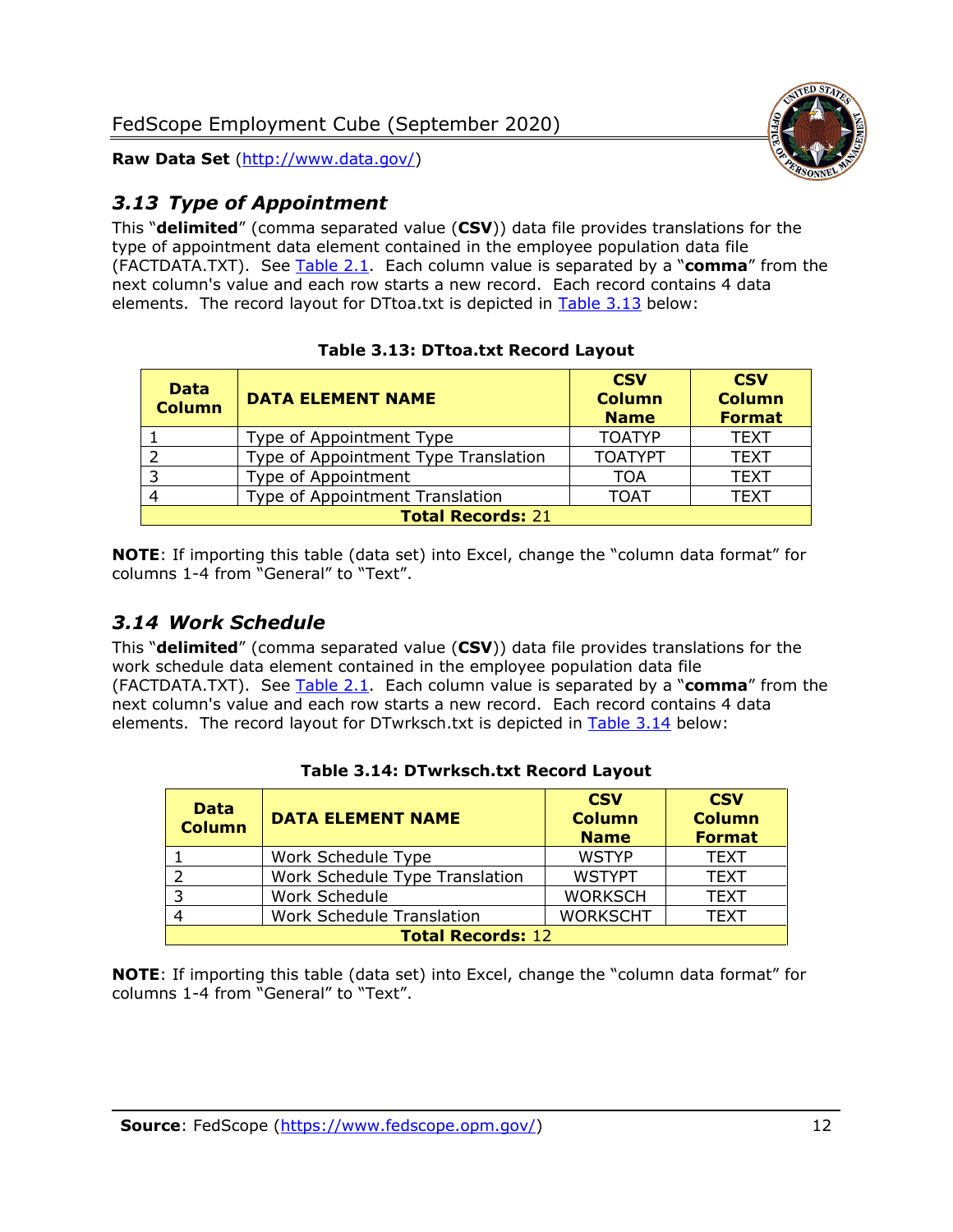## *3.13 Type of Appointment*

This "**delimited**" (comma separated value (**CSV**)) data file provides translations for the type of appointment data element contained in the employee population data file (FACTDATA.TXT). See Table 2.1. Each column value is separated by a "**comma**" from the next column's value and each row starts a new record. Each record contains 4 data elements. The record layout for DTtoa.txt is depicted in Table 3.13 below:

**Table 3.13: DTtoa.txt Record Layout**

| Data Column | DATA ELEMENT NAME | CSV Column Name | CSV Column Format |
|---|---|---|---|
| 1 | Type of Appointment Type | TOATYP | TEXT |
| 2 | Type of Appointment Type Translation | TOATYPT | TEXT |
| 3 | Type of Appointment | TOA | TEXT |
| 4 | Type of Appointment Translation | TOAT | TEXT |
| **Total Records:** 21 | | | |

**NOTE**: If importing this table (data set) into Excel, change the "column data format" for columns 1-4 from "General" to "Text".

## *3.14 Work Schedule*

This "**delimited**" (comma separated value (**CSV**)) data file provides translations for the work schedule data element contained in the employee population data file (FACTDATA.TXT). See Table 2.1. Each column value is separated by a "**comma**" from the next column's value and each row starts a new record. Each record contains 4 data elements. The record layout for DTwrksch.txt is depicted in Table 3.14 below:

**Table 3.14: DTwrksch.txt Record Layout**

| Data Column | DATA ELEMENT NAME | CSV Column Name | CSV Column Format |
|---|---|---|---|
| 1 | Work Schedule Type | WSTYP | TEXT |
| 2 | Work Schedule Type Translation | WSTYPT | TEXT |
| 3 | Work Schedule | WORKSCH | TEXT |
| 4 | Work Schedule Translation | WORKSCHT | TEXT |
| **Total Records:** 12 | | | |

**NOTE**: If importing this table (data set) into Excel, change the "column data format" for columns 1-4 from "General" to "Text".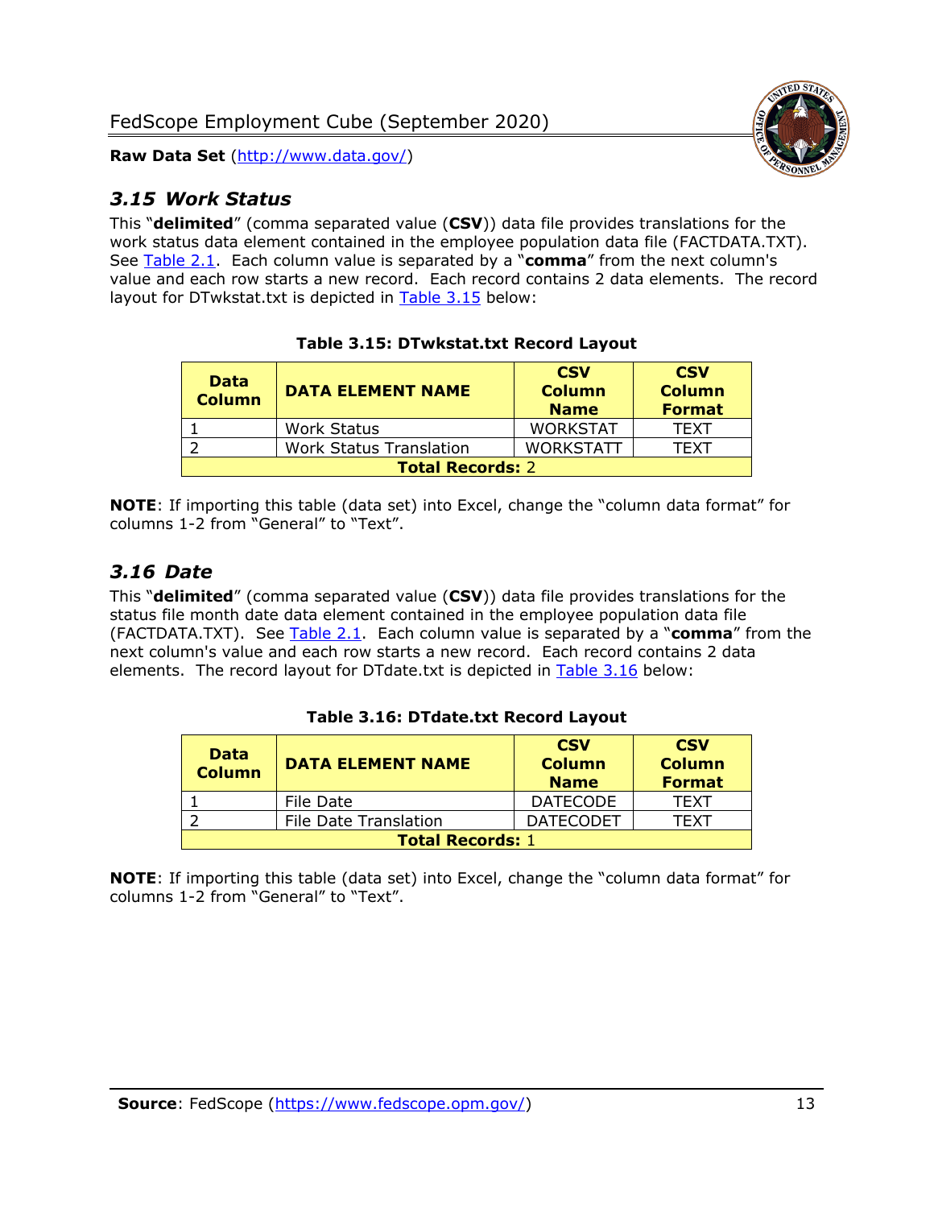## 3.15 Work Status

This "**delimited**" (comma separated value (**CSV**)) data file provides translations for the work status data element contained in the employee population data file (FACTDATA.TXT). See Table 2.1. Each column value is separated by a "**comma**" from the next column's value and each row starts a new record. Each record contains 2 data elements. The record layout for DTwkstat.txt is depicted in Table 3.15 below:

**Table 3.15: DTwkstat.txt Record Layout**

| Data Column | DATA ELEMENT NAME | CSV Column Name | CSV Column Format |
|---|---|---|---|
| 1 | Work Status | WORKSTAT | TEXT |
| 2 | Work Status Translation | WORKSTATT | TEXT |
| **Total Records:** 2 | | | |

**NOTE**: If importing this table (data set) into Excel, change the "column data format" for columns 1-2 from "General" to "Text".

## 3.16 Date

This "**delimited**" (comma separated value (**CSV**)) data file provides translations for the status file month date data element contained in the employee population data file (FACTDATA.TXT). See Table 2.1. Each column value is separated by a "**comma**" from the next column's value and each row starts a new record. Each record contains 2 data elements. The record layout for DTdate.txt is depicted in Table 3.16 below:

**Table 3.16: DTdate.txt Record Layout**

| Data Column | DATA ELEMENT NAME | CSV Column Name | CSV Column Format |
|---|---|---|---|
| 1 | File Date | DATECODE | TEXT |
| 2 | File Date Translation | DATECODET | TEXT |
| **Total Records:** 1 | | | |

**NOTE**: If importing this table (data set) into Excel, change the "column data format" for columns 1-2 from "General" to "Text".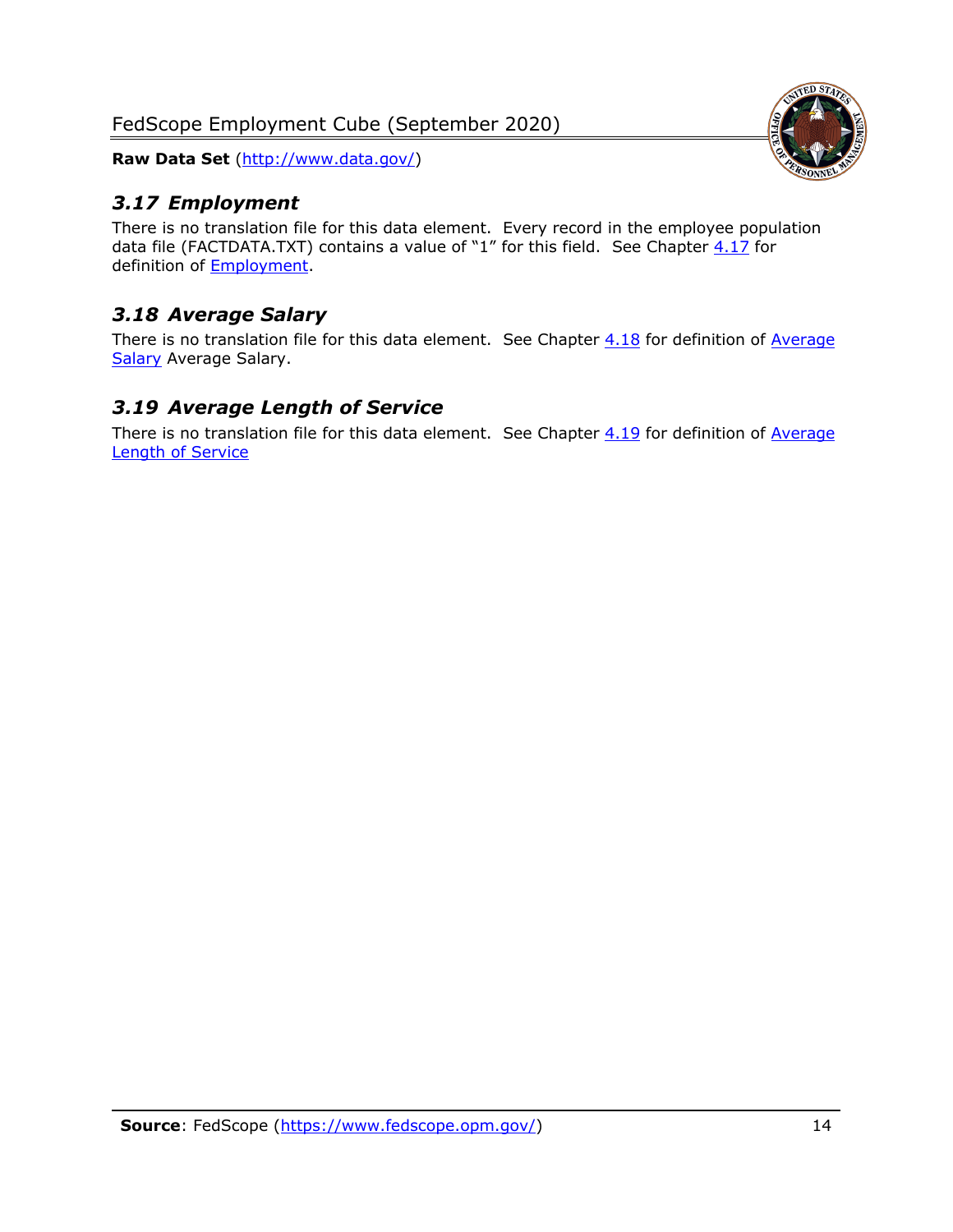## *3.17 Employment*

There is no translation file for this data element. Every record in the employee population data file (FACTDATA.TXT) contains a value of "1" for this field. See Chapter 4.17 for definition of Employment.

## *3.18 Average Salary*

There is no translation file for this data element. See Chapter 4.18 for definition of Average Salary Average Salary.

## *3.19 Average Length of Service*

There is no translation file for this data element. See Chapter 4.19 for definition of Average Length of Service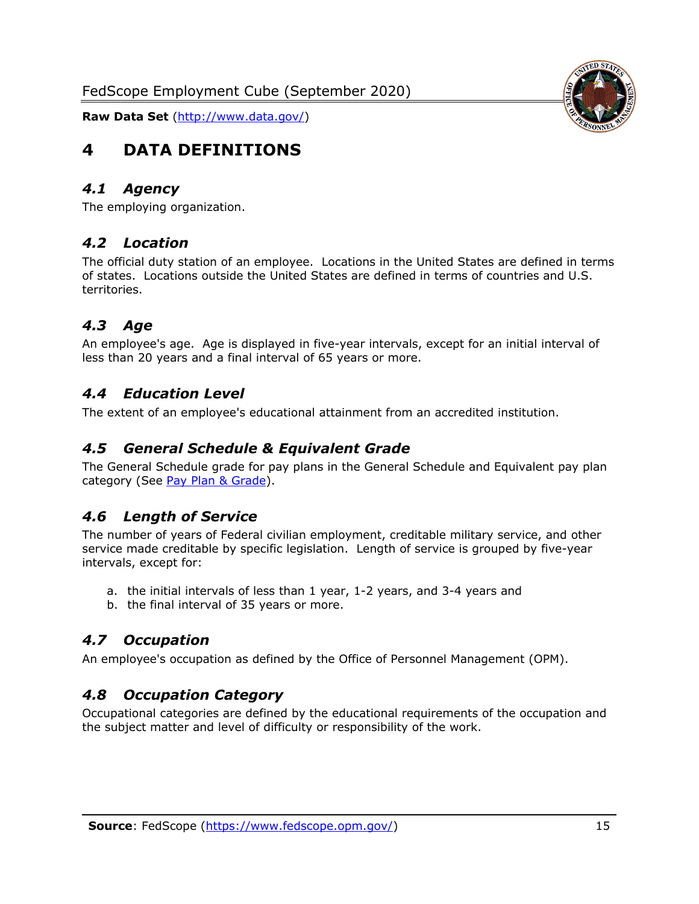# 4 DATA DEFINITIONS

## *4.1 Agency*

The employing organization.

## *4.2 Location*

The official duty station of an employee. Locations in the United States are defined in terms of states. Locations outside the United States are defined in terms of countries and U.S. territories.

## *4.3 Age*

An employee's age. Age is displayed in five-year intervals, except for an initial interval of less than 20 years and a final interval of 65 years or more.

## *4.4 Education Level*

The extent of an employee's educational attainment from an accredited institution.

## *4.5 General Schedule & Equivalent Grade*

The General Schedule grade for pay plans in the General Schedule and Equivalent pay plan category (See Pay Plan & Grade).

## *4.6 Length of Service*

The number of years of Federal civilian employment, creditable military service, and other service made creditable by specific legislation. Length of service is grouped by five-year intervals, except for:

a. the initial intervals of less than 1 year, 1-2 years, and 3-4 years and
b. the final interval of 35 years or more.

## *4.7 Occupation*

An employee's occupation as defined by the Office of Personnel Management (OPM).

## *4.8 Occupation Category*

Occupational categories are defined by the educational requirements of the occupation and the subject matter and level of difficulty or responsibility of the work.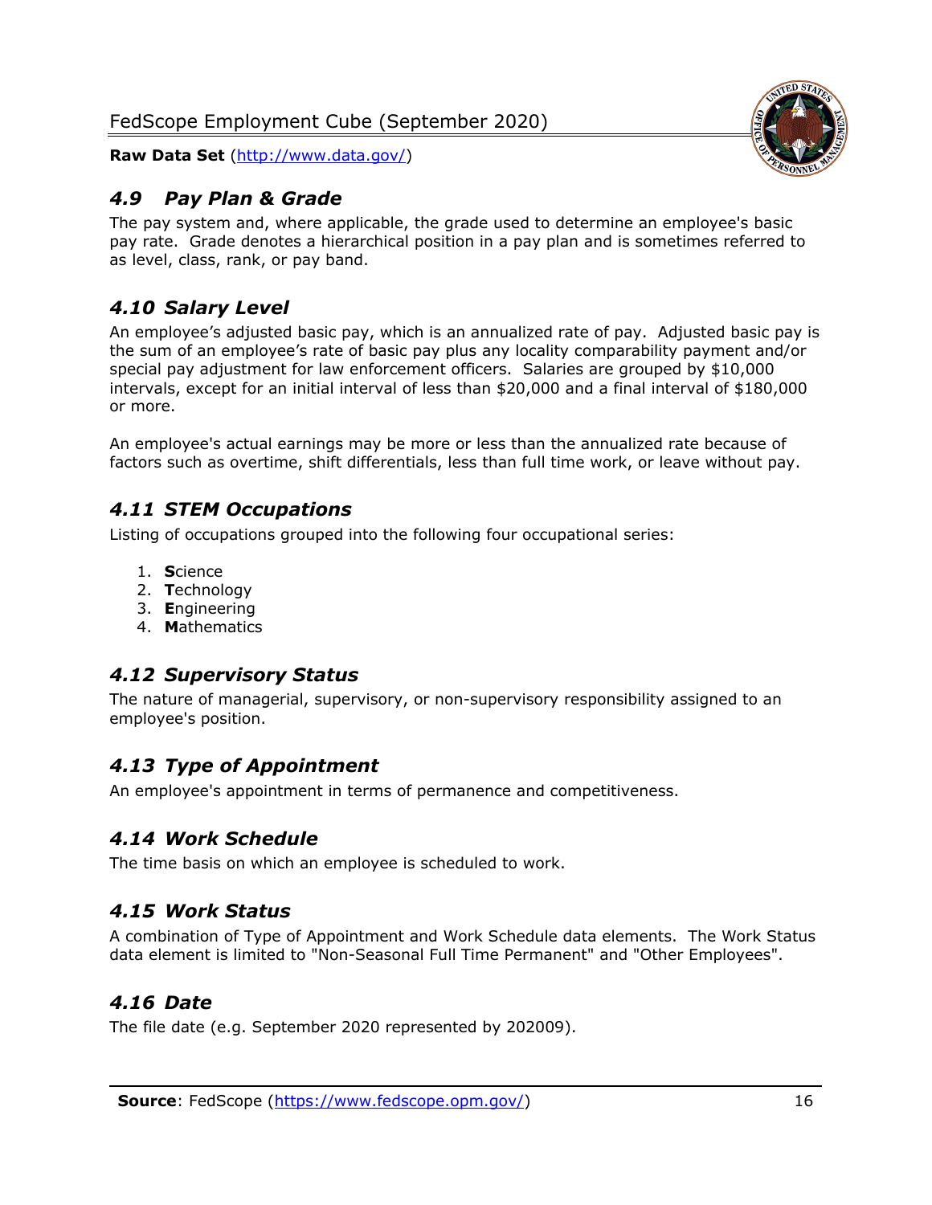### *4.9 Pay Plan & Grade*

The pay system and, where applicable, the grade used to determine an employee's basic pay rate. Grade denotes a hierarchical position in a pay plan and is sometimes referred to as level, class, rank, or pay band.

### *4.10 Salary Level*

An employee's adjusted basic pay, which is an annualized rate of pay. Adjusted basic pay is the sum of an employee's rate of basic pay plus any locality comparability payment and/or special pay adjustment for law enforcement officers. Salaries are grouped by $10,000 intervals, except for an initial interval of less than $20,000 and a final interval of $180,000 or more.

An employee's actual earnings may be more or less than the annualized rate because of factors such as overtime, shift differentials, less than full time work, or leave without pay.

### *4.11 STEM Occupations*

Listing of occupations grouped into the following four occupational series:

1. **S**cience
2. **T**echnology
3. **E**ngineering
4. **M**athematics

### *4.12 Supervisory Status*

The nature of managerial, supervisory, or non-supervisory responsibility assigned to an employee's position.

### *4.13 Type of Appointment*

An employee's appointment in terms of permanence and competitiveness.

### *4.14 Work Schedule*

The time basis on which an employee is scheduled to work.

### *4.15 Work Status*

A combination of Type of Appointment and Work Schedule data elements. The Work Status data element is limited to "Non-Seasonal Full Time Permanent" and "Other Employees".

### *4.16 Date*

The file date (e.g. September 2020 represented by 202009).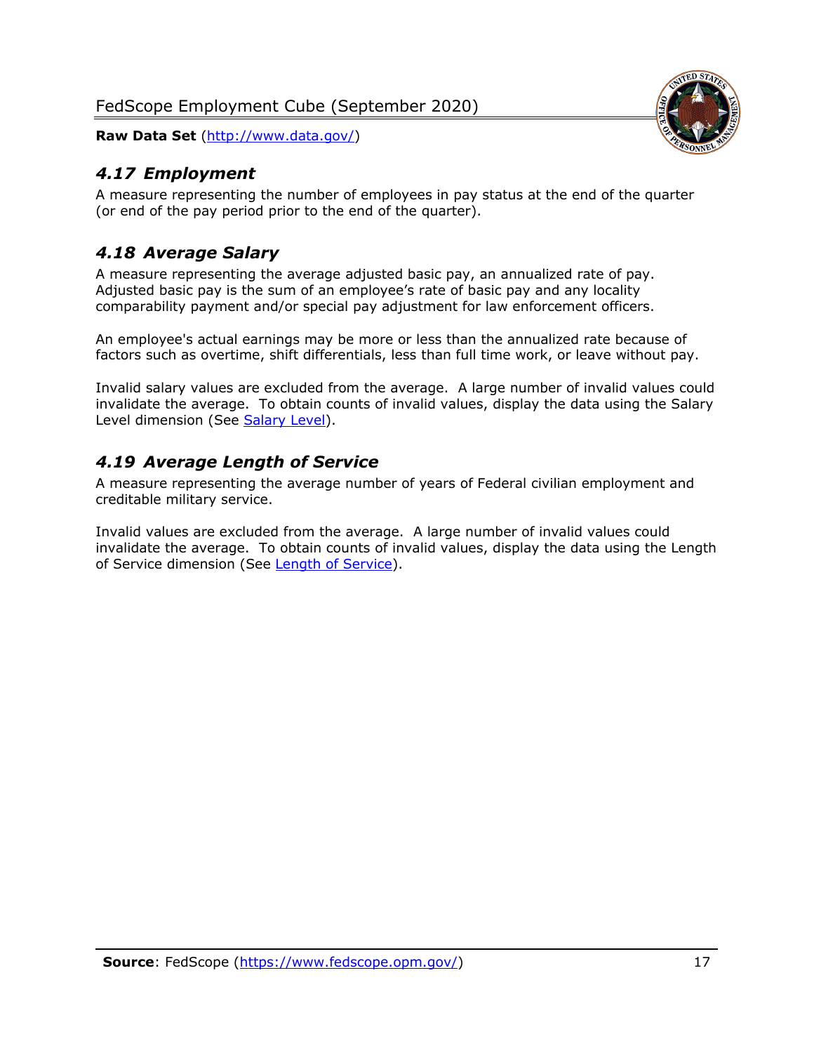## *4.17 Employment*

A measure representing the number of employees in pay status at the end of the quarter (or end of the pay period prior to the end of the quarter).

## *4.18 Average Salary*

A measure representing the average adjusted basic pay, an annualized rate of pay. Adjusted basic pay is the sum of an employee's rate of basic pay and any locality comparability payment and/or special pay adjustment for law enforcement officers.

An employee's actual earnings may be more or less than the annualized rate because of factors such as overtime, shift differentials, less than full time work, or leave without pay.

Invalid salary values are excluded from the average. A large number of invalid values could invalidate the average. To obtain counts of invalid values, display the data using the Salary Level dimension (See Salary Level).

## *4.19 Average Length of Service*

A measure representing the average number of years of Federal civilian employment and creditable military service.

Invalid values are excluded from the average. A large number of invalid values could invalidate the average. To obtain counts of invalid values, display the data using the Length of Service dimension (See Length of Service).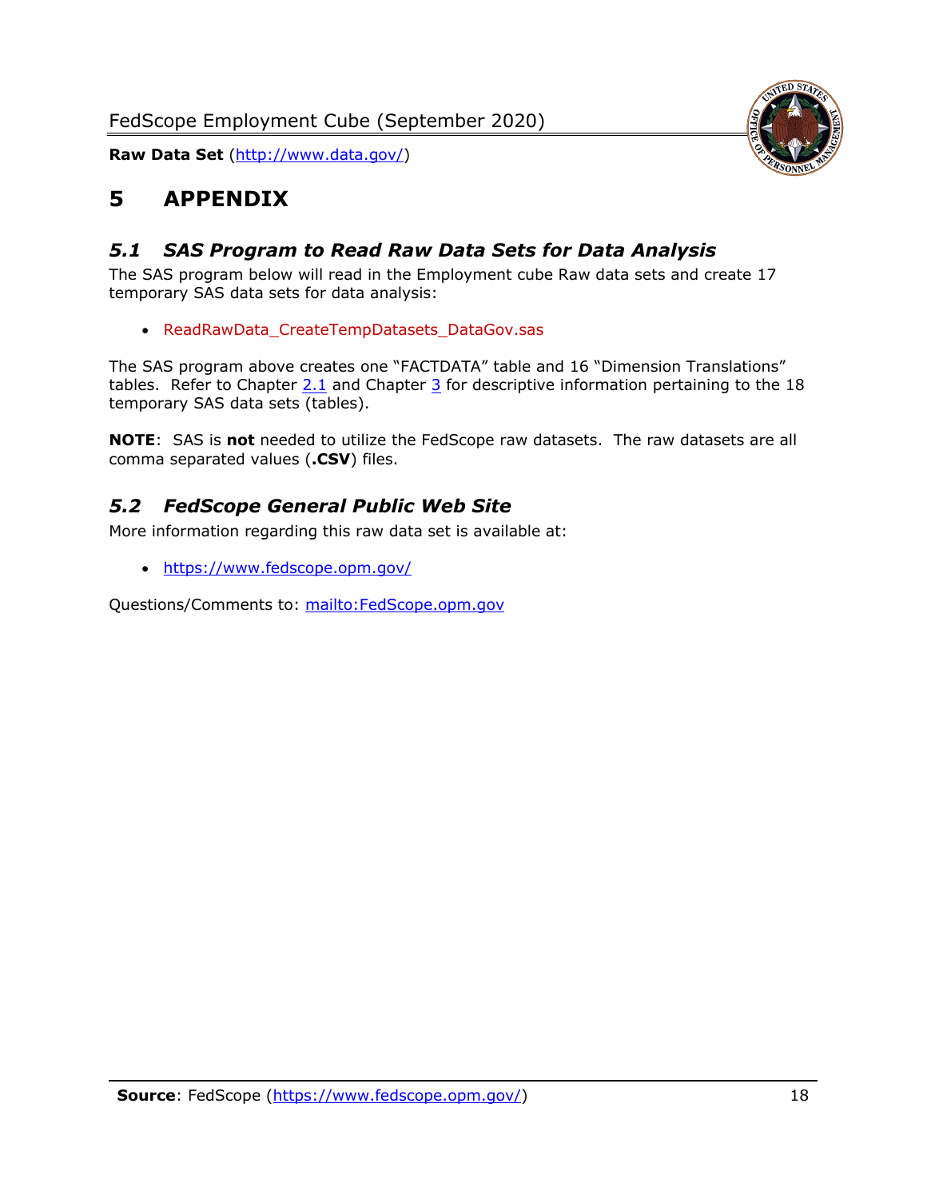# 5 APPENDIX

## *5.1 SAS Program to Read Raw Data Sets for Data Analysis*

The SAS program below will read in the Employment cube Raw data sets and create 17 temporary SAS data sets for data analysis:

- ReadRawData_CreateTempDatasets_DataGov.sas

The SAS program above creates one "FACTDATA" table and 16 "Dimension Translations" tables. Refer to Chapter 2.1 and Chapter 3 for descriptive information pertaining to the 18 temporary SAS data sets (tables).

**NOTE**: SAS is **not** needed to utilize the FedScope raw datasets. The raw datasets are all comma separated values (**.CSV**) files.

## *5.2 FedScope General Public Web Site*

More information regarding this raw data set is available at:

- https://www.fedscope.opm.gov/

Questions/Comments to: mailto:FedScope.opm.gov